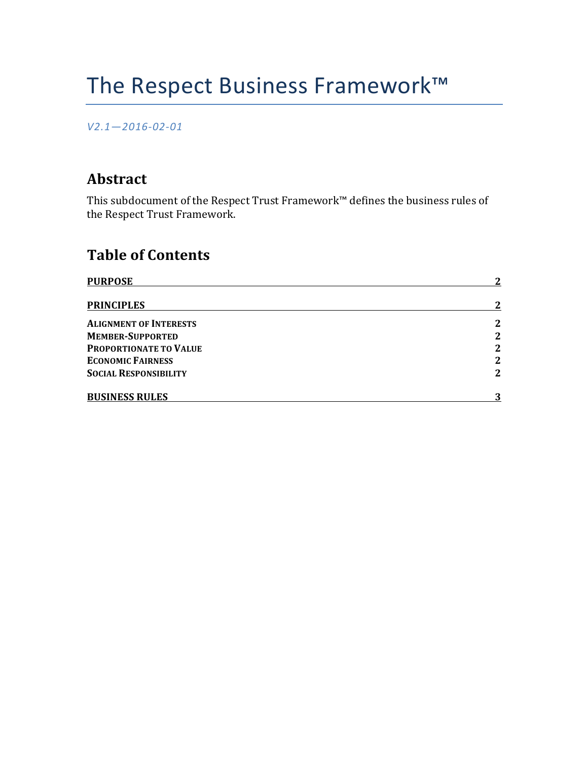# The Respect Business Framework™

*V2.1—2016-02-01*

## Abstract

This subdocument of the Respect Trust Framework™ defines the business rules of the Respect Trust Framework.

## Table of Contents

| | |
|---|---|
| **PURPOSE** | **2** |
| **PRINCIPLES** | **2** |
| **ALIGNMENT OF INTERESTS** | **2** |
| **MEMBER-SUPPORTED** | **2** |
| **PROPORTIONATE TO VALUE** | **2** |
| **ECONOMIC FAIRNESS** | **2** |
| **SOCIAL RESPONSIBILITY** | **2** |
| **BUSINESS RULES** | **3** |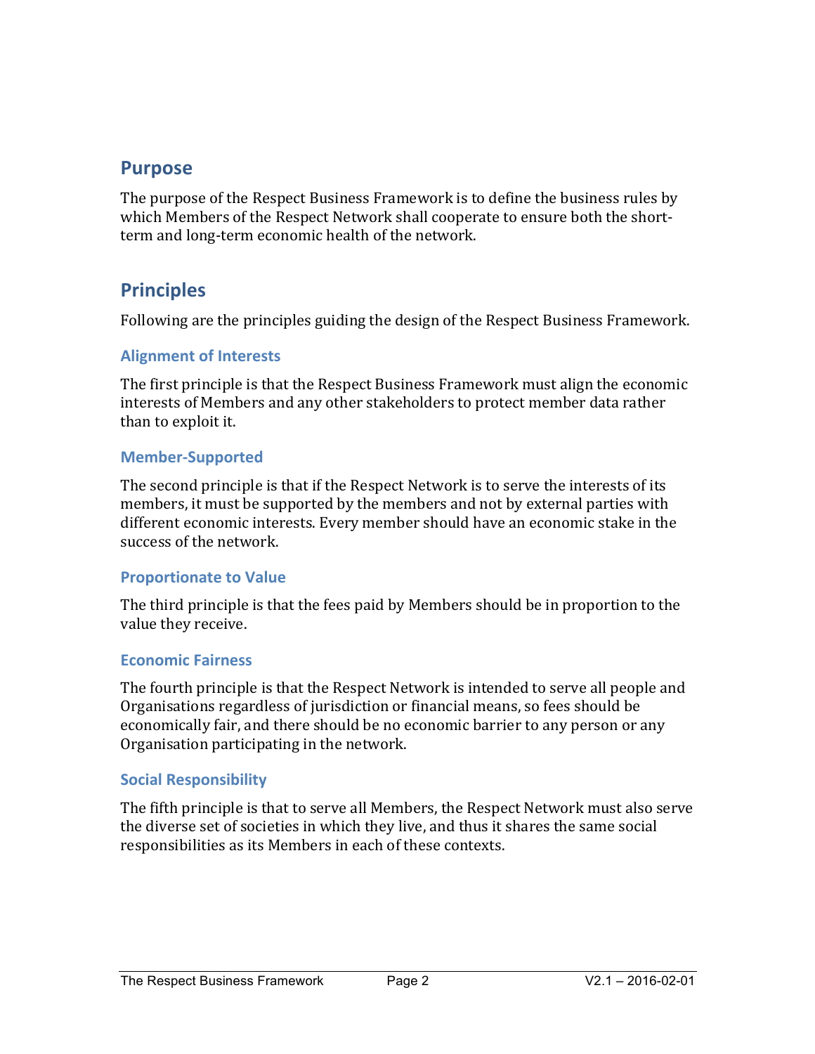## Purpose

The purpose of the Respect Business Framework is to define the business rules by which Members of the Respect Network shall cooperate to ensure both the short-term and long-term economic health of the network.

## Principles

Following are the principles guiding the design of the Respect Business Framework.

### Alignment of Interests

The first principle is that the Respect Business Framework must align the economic interests of Members and any other stakeholders to protect member data rather than to exploit it.

### Member-Supported

The second principle is that if the Respect Network is to serve the interests of its members, it must be supported by the members and not by external parties with different economic interests. Every member should have an economic stake in the success of the network.

### Proportionate to Value

The third principle is that the fees paid by Members should be in proportion to the value they receive.

### Economic Fairness

The fourth principle is that the Respect Network is intended to serve all people and Organisations regardless of jurisdiction or financial means, so fees should be economically fair, and there should be no economic barrier to any person or any Organisation participating in the network.

### Social Responsibility

The fifth principle is that to serve all Members, the Respect Network must also serve the diverse set of societies in which they live, and thus it shares the same social responsibilities as its Members in each of these contexts.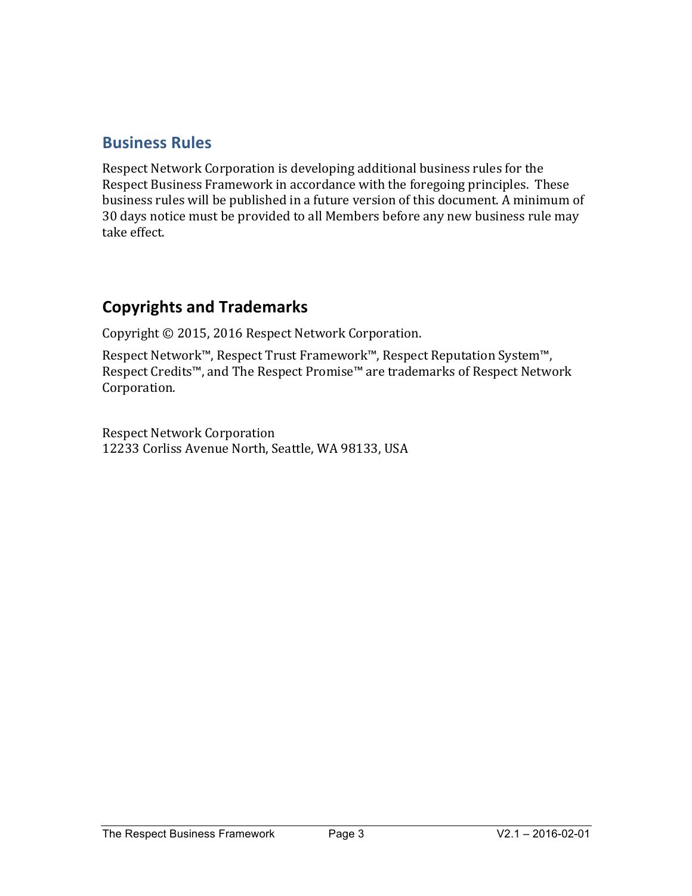## Business Rules

Respect Network Corporation is developing additional business rules for the Respect Business Framework in accordance with the foregoing principles. These business rules will be published in a future version of this document. A minimum of 30 days notice must be provided to all Members before any new business rule may take effect.

## Copyrights and Trademarks

Copyright © 2015, 2016 Respect Network Corporation.

Respect Network™, Respect Trust Framework™, Respect Reputation System™, Respect Credits™, and The Respect Promise™ are trademarks of Respect Network Corporation.

Respect Network Corporation
12233 Corliss Avenue North, Seattle, WA 98133, USA